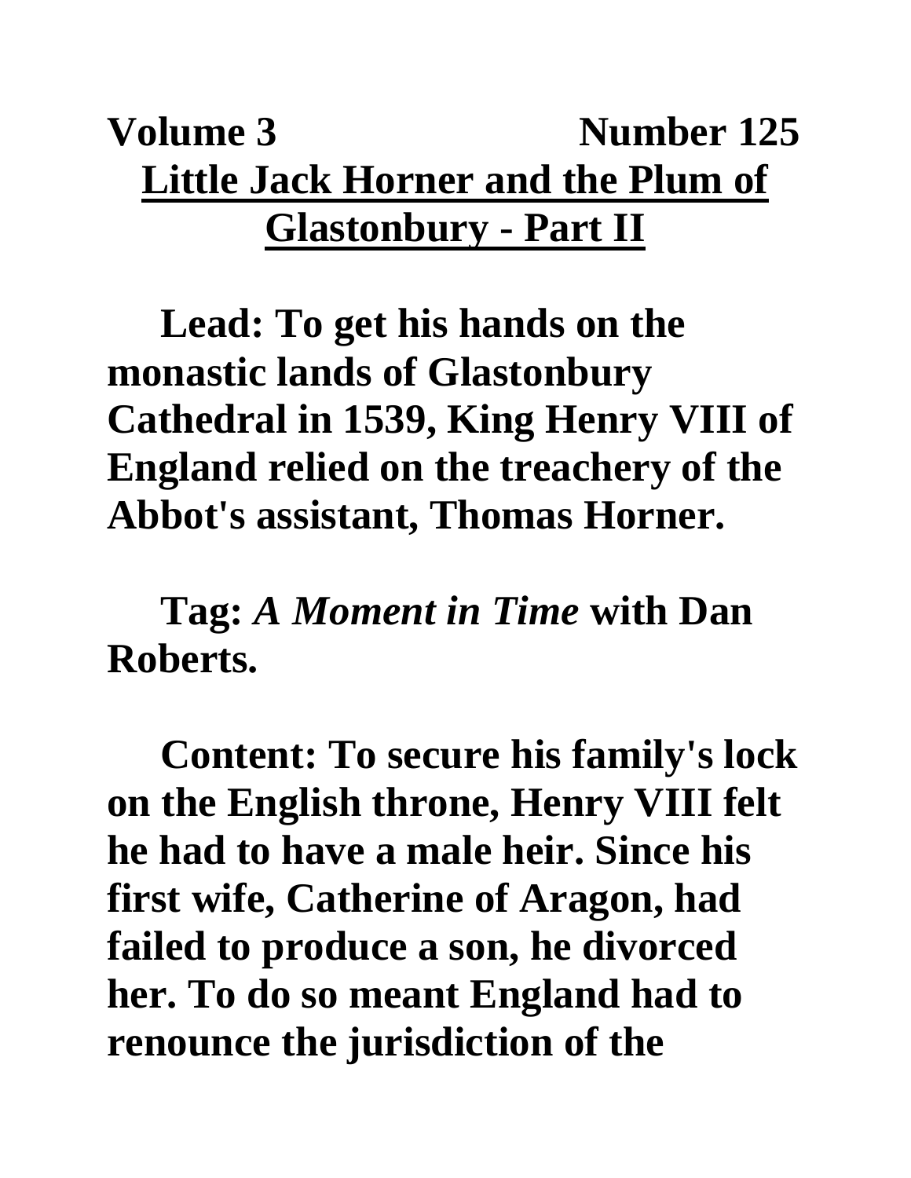**Volume 3 Number 125**

# Little Jack Horner and the Plum of Glastonbury - Part II

**Lead: To get his hands on the monastic lands of Glastonbury Cathedral in 1539, King Henry VIII of England relied on the treachery of the Abbot's assistant, Thomas Horner.**

**Tag:** ***A Moment in Time*** **with Dan Roberts.**

**Content: To secure his family's lock on the English throne, Henry VIII felt he had to have a male heir. Since his first wife, Catherine of Aragon, had failed to produce a son, he divorced her. To do so meant England had to renounce the jurisdiction of the**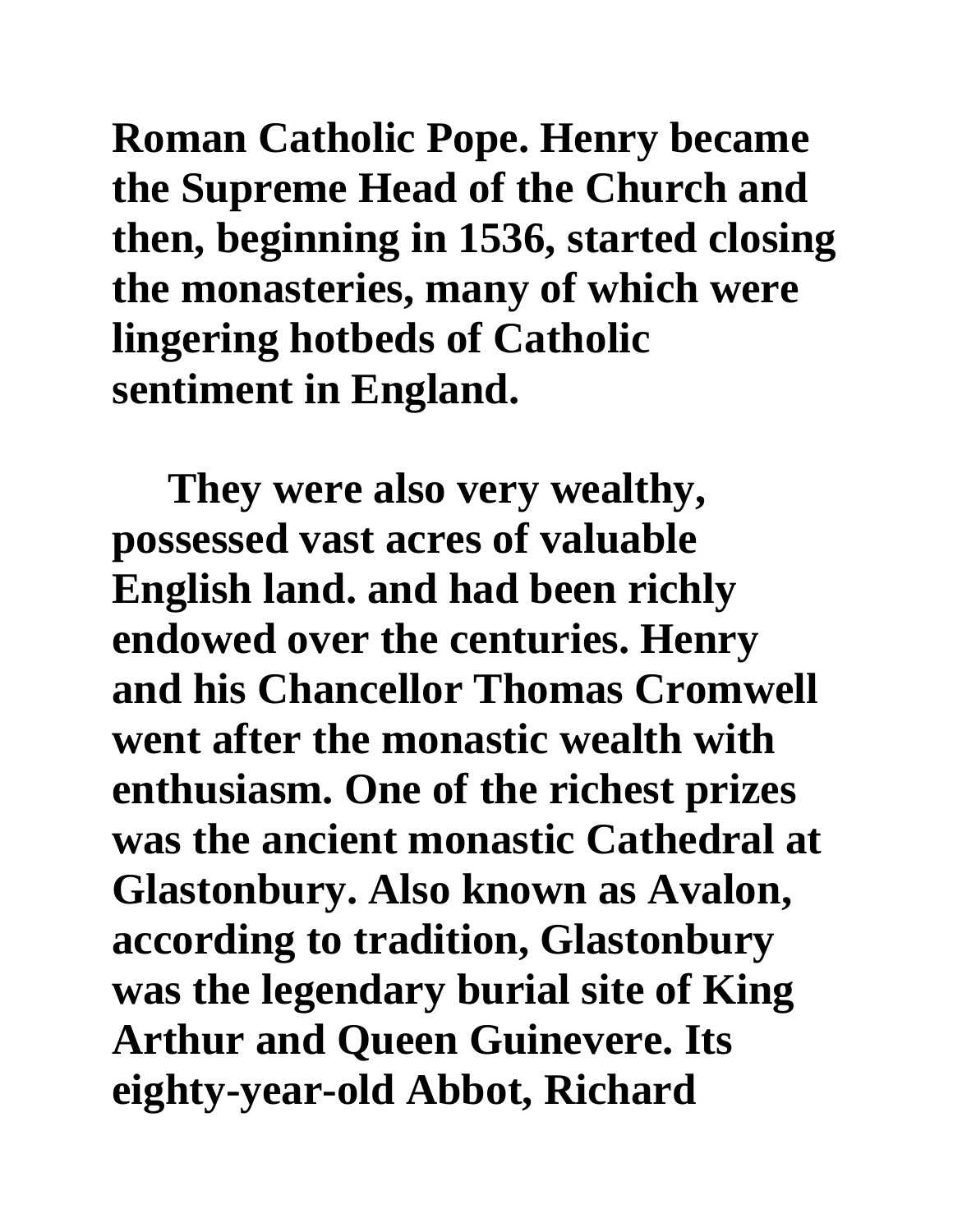**Roman Catholic Pope. Henry became the Supreme Head of the Church and then, beginning in 1536, started closing the monasteries, many of which were lingering hotbeds of Catholic sentiment in England.**

**They were also very wealthy, possessed vast acres of valuable English land. and had been richly endowed over the centuries. Henry and his Chancellor Thomas Cromwell went after the monastic wealth with enthusiasm. One of the richest prizes was the ancient monastic Cathedral at Glastonbury. Also known as Avalon, according to tradition, Glastonbury was the legendary burial site of King Arthur and Queen Guinevere. Its eighty-year-old Abbot, Richard**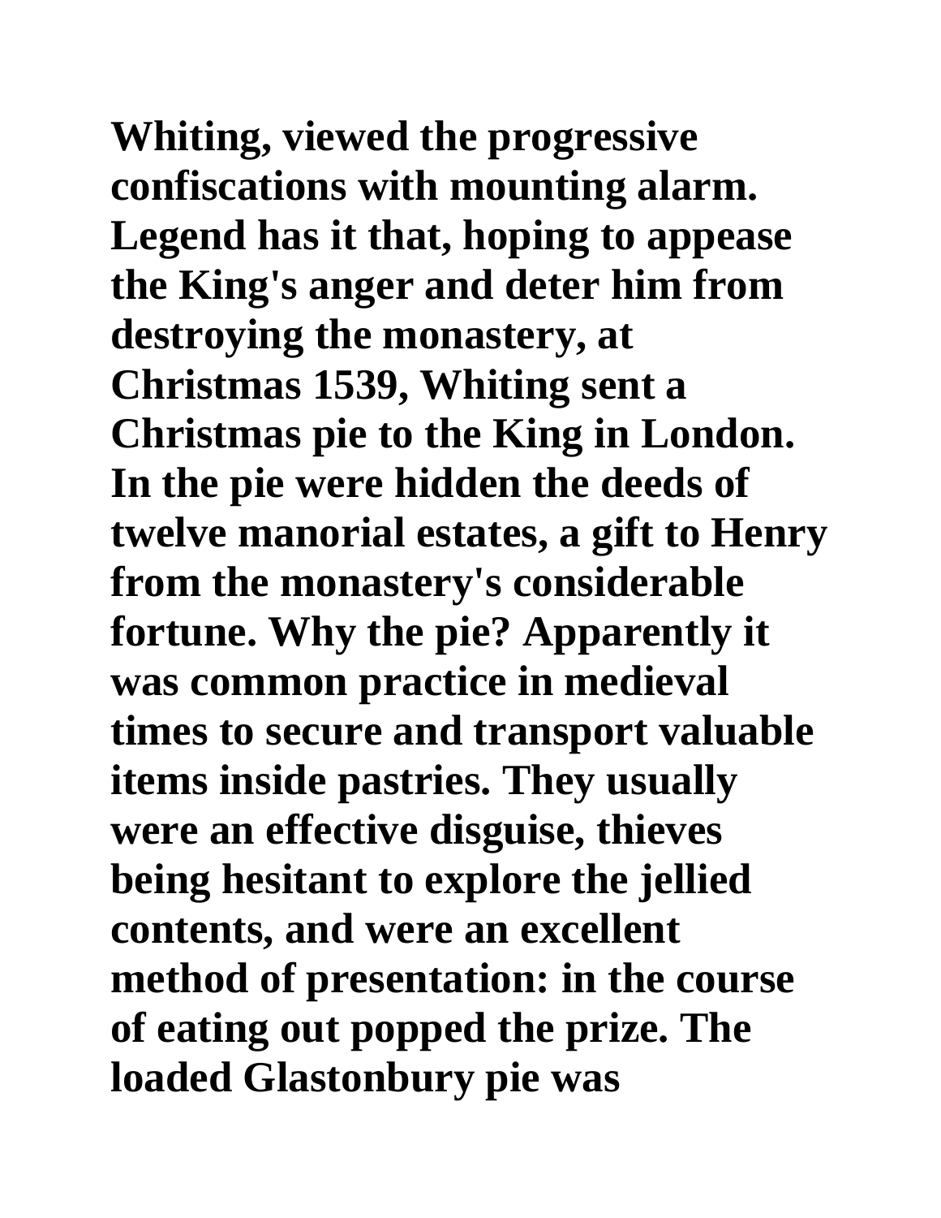**Whiting, viewed the progressive confiscations with mounting alarm. Legend has it that, hoping to appease the King's anger and deter him from destroying the monastery, at Christmas 1539, Whiting sent a Christmas pie to the King in London. In the pie were hidden the deeds of twelve manorial estates, a gift to Henry from the monastery's considerable fortune. Why the pie? Apparently it was common practice in medieval times to secure and transport valuable items inside pastries. They usually were an effective disguise, thieves being hesitant to explore the jellied contents, and were an excellent method of presentation: in the course of eating out popped the prize. The loaded Glastonbury pie was**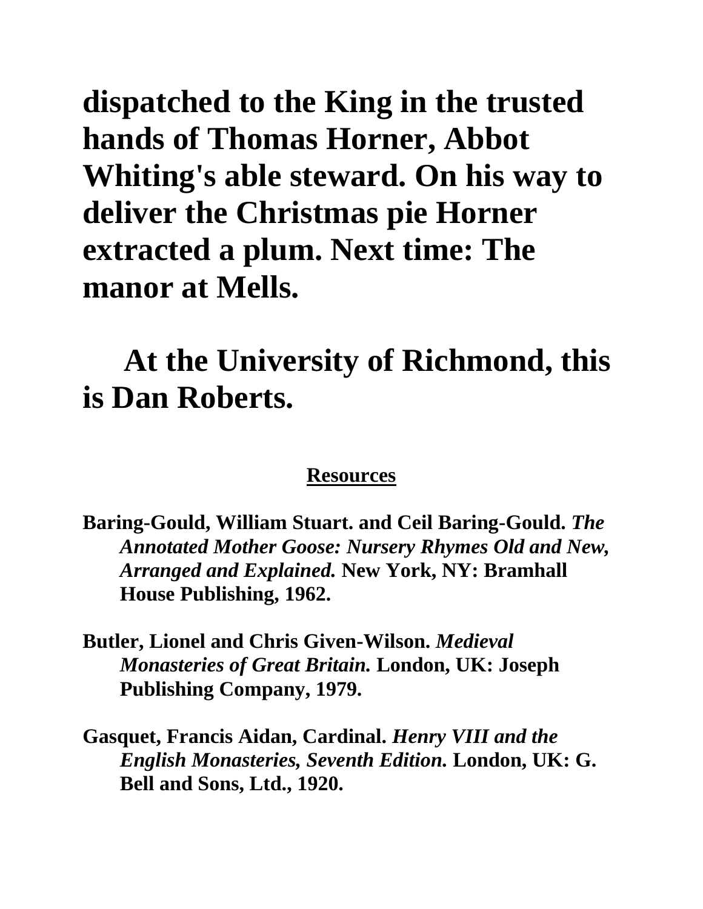**dispatched to the King in the trusted hands of Thomas Horner, Abbot Whiting's able steward. On his way to deliver the Christmas pie Horner extracted a plum. Next time: The manor at Mells.**

**At the University of Richmond, this is Dan Roberts.**

## Resources

**Baring-Gould, William Stuart. and Ceil Baring-Gould. *The Annotated Mother Goose: Nursery Rhymes Old and New, Arranged and Explained.* New York, NY: Bramhall House Publishing, 1962.**

**Butler, Lionel and Chris Given-Wilson. *Medieval Monasteries of Great Britain.* London, UK: Joseph Publishing Company, 1979.**

**Gasquet, Francis Aidan, Cardinal. *Henry VIII and the English Monasteries, Seventh Edition.* London, UK: G. Bell and Sons, Ltd., 1920.**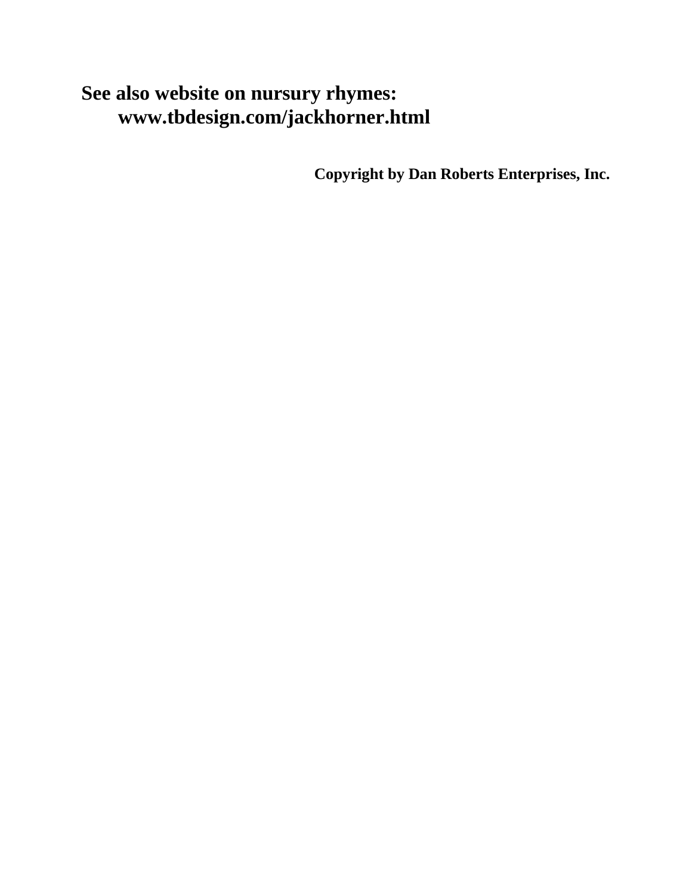**See also website on nursury rhymes:**
**www.tbdesign.com/jackhorner.html**

**Copyright by Dan Roberts Enterprises, Inc.**